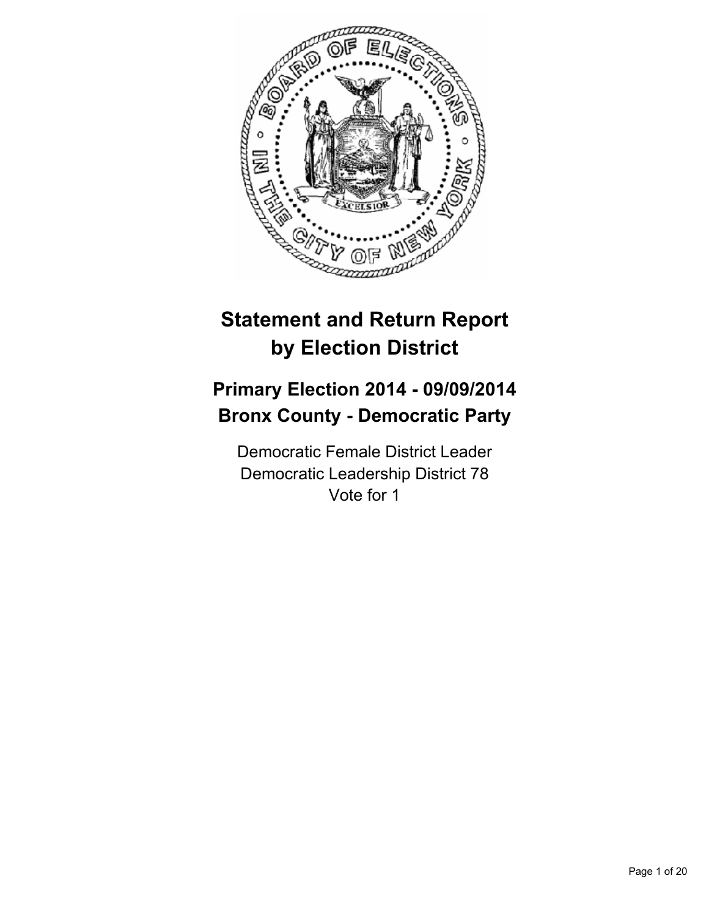# Statement and Return Report by Election District

## Primary Election 2014 - 09/09/2014
## Bronx County - Democratic Party

Democratic Female District Leader
Democratic Leadership District 78
Vote for 1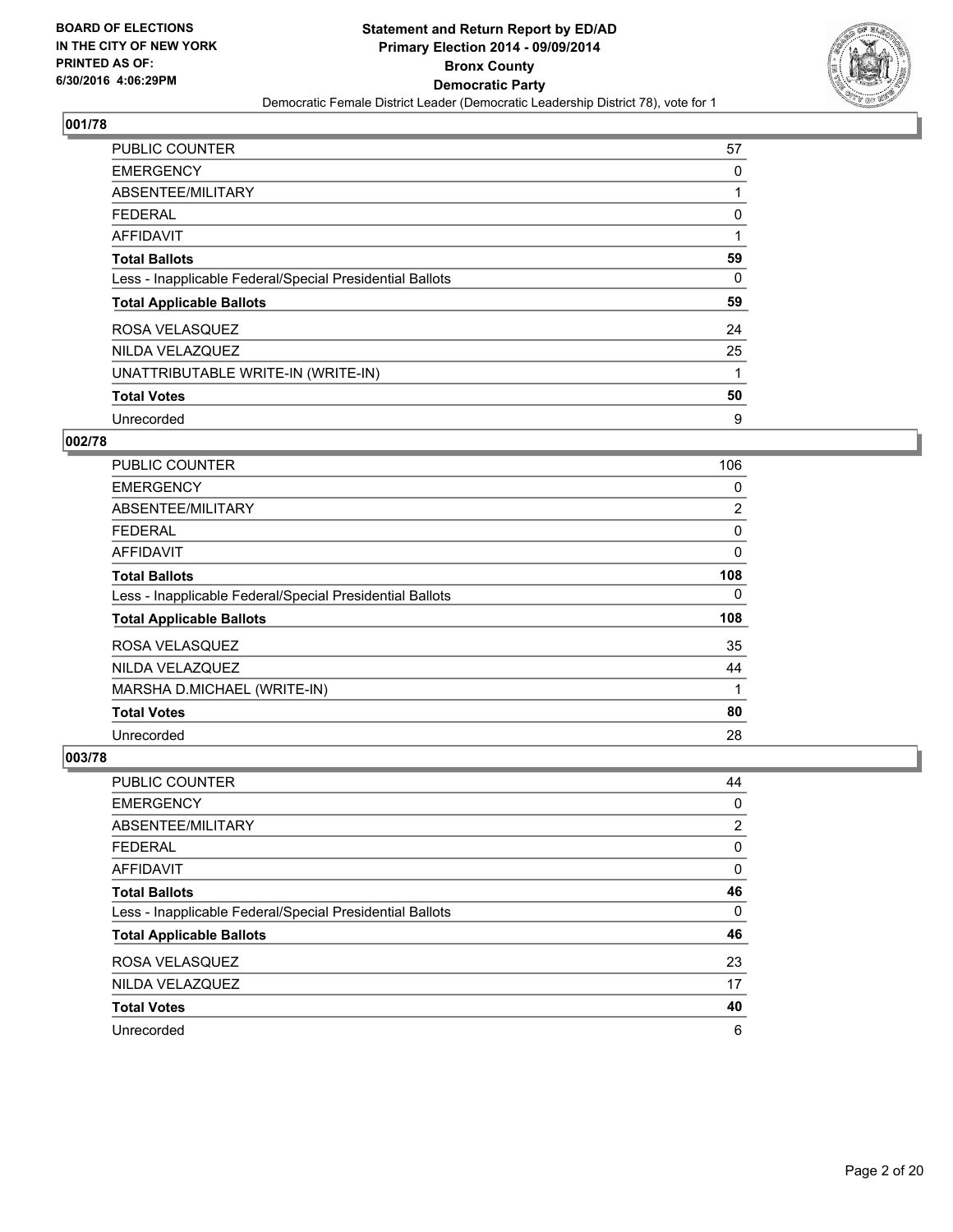BOARD OF ELECTIONS
IN THE CITY OF NEW YORK
PRINTED AS OF:
6/30/2016 4:06:29PM

**Statement and Return Report by ED/AD**
**Primary Election 2014 - 09/09/2014**
**Bronx County**
**Democratic Party**
Democratic Female District Leader (Democratic Leadership District 78), vote for 1

## 001/78

| | |
|---|---|
| PUBLIC COUNTER | 57 |
| EMERGENCY | 0 |
| ABSENTEE/MILITARY | 1 |
| FEDERAL | 0 |
| AFFIDAVIT | 1 |
| **Total Ballots** | **59** |
| Less - Inapplicable Federal/Special Presidential Ballots | 0 |
| **Total Applicable Ballots** | **59** |
| ROSA VELASQUEZ | 24 |
| NILDA VELAZQUEZ | 25 |
| UNATTRIBUTABLE WRITE-IN (WRITE-IN) | 1 |
| **Total Votes** | **50** |
| Unrecorded | 9 |

## 002/78

| | |
|---|---|
| PUBLIC COUNTER | 106 |
| EMERGENCY | 0 |
| ABSENTEE/MILITARY | 2 |
| FEDERAL | 0 |
| AFFIDAVIT | 0 |
| **Total Ballots** | **108** |
| Less - Inapplicable Federal/Special Presidential Ballots | 0 |
| **Total Applicable Ballots** | **108** |
| ROSA VELASQUEZ | 35 |
| NILDA VELAZQUEZ | 44 |
| MARSHA D.MICHAEL (WRITE-IN) | 1 |
| **Total Votes** | **80** |
| Unrecorded | 28 |

## 003/78

| | |
|---|---|
| PUBLIC COUNTER | 44 |
| EMERGENCY | 0 |
| ABSENTEE/MILITARY | 2 |
| FEDERAL | 0 |
| AFFIDAVIT | 0 |
| **Total Ballots** | **46** |
| Less - Inapplicable Federal/Special Presidential Ballots | 0 |
| **Total Applicable Ballots** | **46** |
| ROSA VELASQUEZ | 23 |
| NILDA VELAZQUEZ | 17 |
| **Total Votes** | **40** |
| Unrecorded | 6 |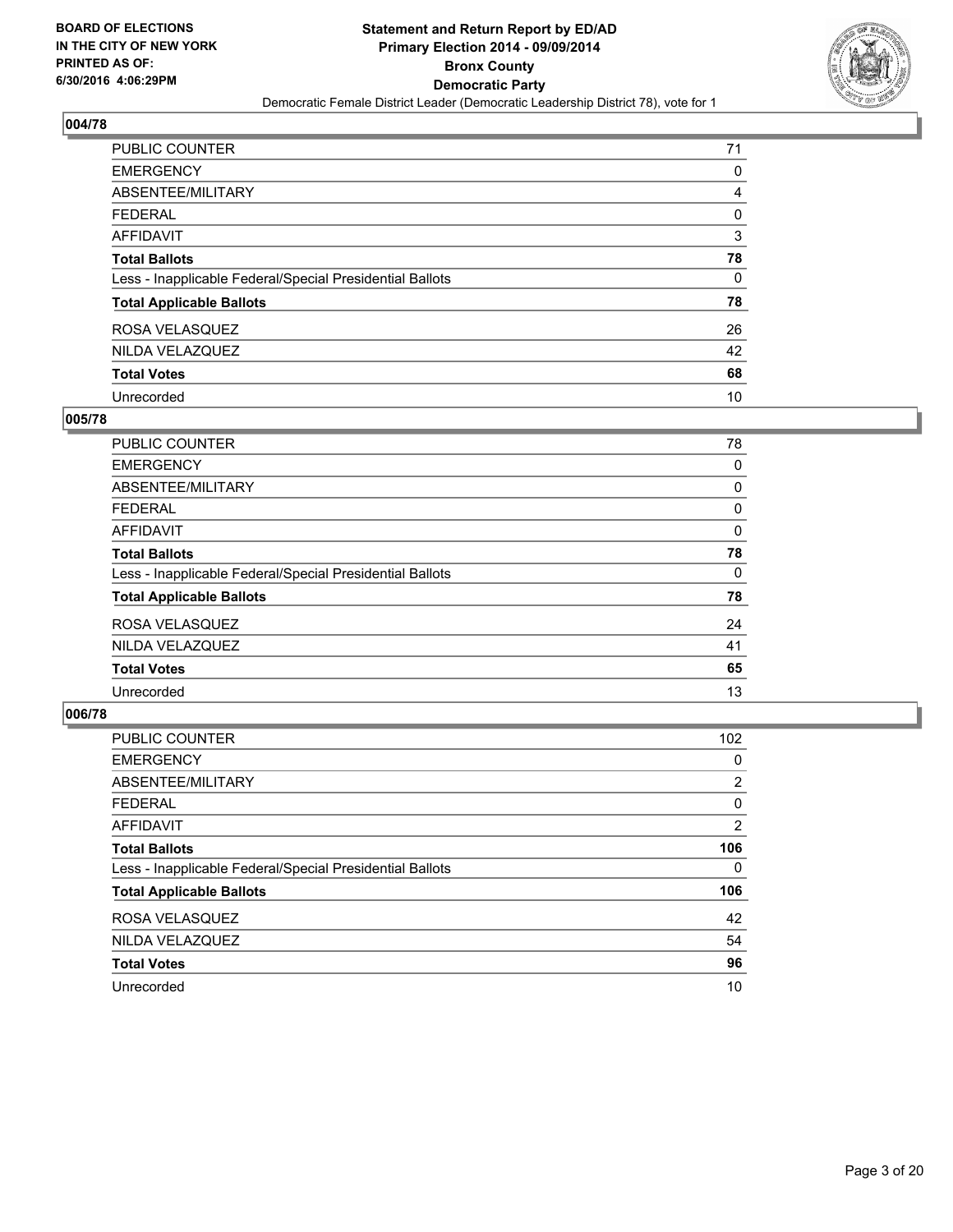**BOARD OF ELECTIONS IN THE CITY OF NEW YORK PRINTED AS OF: 6/30/2016 4:06:29PM**

**Statement and Return Report by ED/AD Primary Election 2014 - 09/09/2014 Bronx County Democratic Party**

Democratic Female District Leader (Democratic Leadership District 78), vote for 1

### 004/78

| | |
|---|---|
| PUBLIC COUNTER | 71 |
| EMERGENCY | 0 |
| ABSENTEE/MILITARY | 4 |
| FEDERAL | 0 |
| AFFIDAVIT | 3 |
| **Total Ballots** | **78** |
| Less - Inapplicable Federal/Special Presidential Ballots | 0 |
| **Total Applicable Ballots** | **78** |
| ROSA VELASQUEZ | 26 |
| NILDA VELAZQUEZ | 42 |
| **Total Votes** | **68** |
| Unrecorded | 10 |

### 005/78

| | |
|---|---|
| PUBLIC COUNTER | 78 |
| EMERGENCY | 0 |
| ABSENTEE/MILITARY | 0 |
| FEDERAL | 0 |
| AFFIDAVIT | 0 |
| **Total Ballots** | **78** |
| Less - Inapplicable Federal/Special Presidential Ballots | 0 |
| **Total Applicable Ballots** | **78** |
| ROSA VELASQUEZ | 24 |
| NILDA VELAZQUEZ | 41 |
| **Total Votes** | **65** |
| Unrecorded | 13 |

### 006/78

| | |
|---|---|
| PUBLIC COUNTER | 102 |
| EMERGENCY | 0 |
| ABSENTEE/MILITARY | 2 |
| FEDERAL | 0 |
| AFFIDAVIT | 2 |
| **Total Ballots** | **106** |
| Less - Inapplicable Federal/Special Presidential Ballots | 0 |
| **Total Applicable Ballots** | **106** |
| ROSA VELASQUEZ | 42 |
| NILDA VELAZQUEZ | 54 |
| **Total Votes** | **96** |
| Unrecorded | 10 |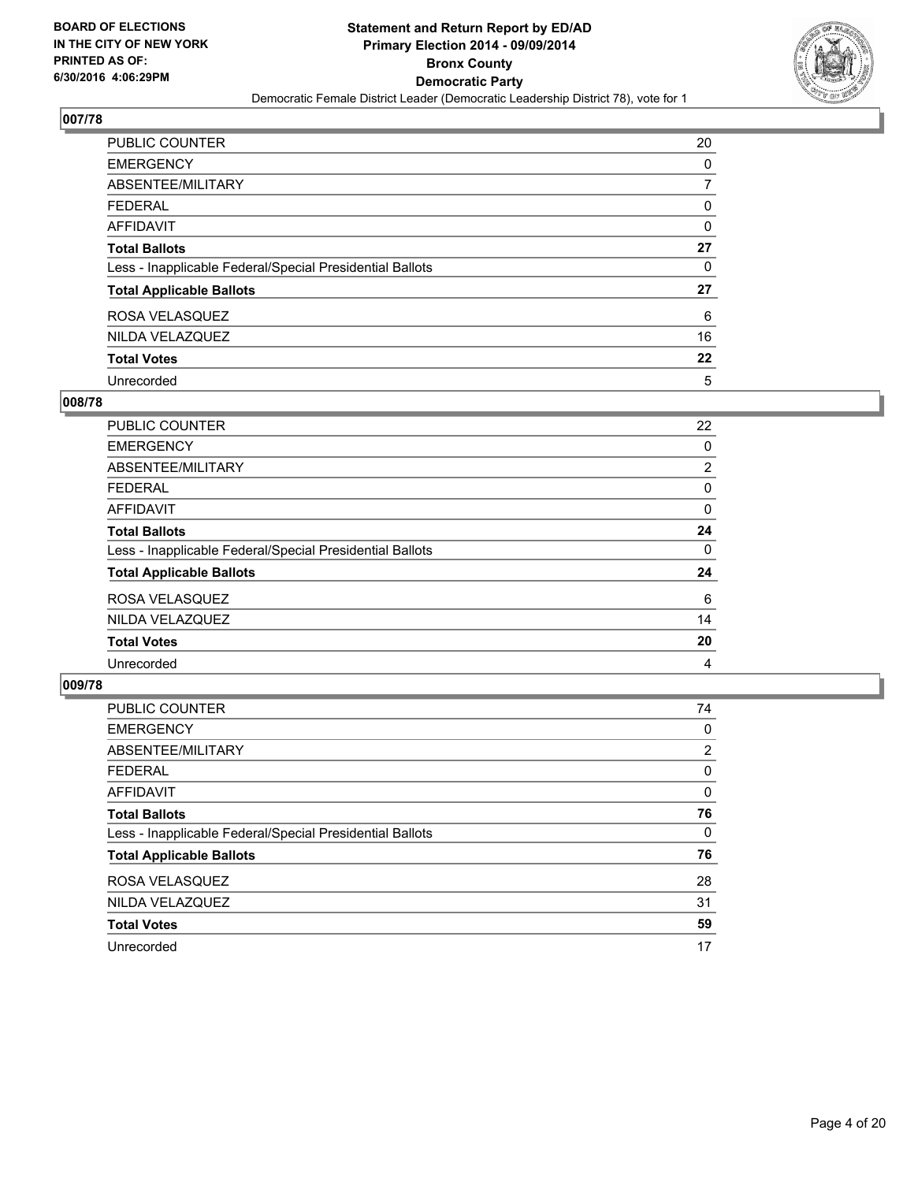**BOARD OF ELECTIONS IN THE CITY OF NEW YORK PRINTED AS OF: 6/30/2016 4:06:29PM**

**Statement and Return Report by ED/AD**
**Primary Election 2014 - 09/09/2014**
**Bronx County**
**Democratic Party**
Democratic Female District Leader (Democratic Leadership District 78), vote for 1

### 007/78

| | |
|---|---|
| PUBLIC COUNTER | 20 |
| EMERGENCY | 0 |
| ABSENTEE/MILITARY | 7 |
| FEDERAL | 0 |
| AFFIDAVIT | 0 |
| **Total Ballots** | **27** |
| Less - Inapplicable Federal/Special Presidential Ballots | 0 |
| **Total Applicable Ballots** | **27** |
| ROSA VELASQUEZ | 6 |
| NILDA VELAZQUEZ | 16 |
| **Total Votes** | **22** |
| Unrecorded | 5 |

### 008/78

| | |
|---|---|
| PUBLIC COUNTER | 22 |
| EMERGENCY | 0 |
| ABSENTEE/MILITARY | 2 |
| FEDERAL | 0 |
| AFFIDAVIT | 0 |
| **Total Ballots** | **24** |
| Less - Inapplicable Federal/Special Presidential Ballots | 0 |
| **Total Applicable Ballots** | **24** |
| ROSA VELASQUEZ | 6 |
| NILDA VELAZQUEZ | 14 |
| **Total Votes** | **20** |
| Unrecorded | 4 |

### 009/78

| | |
|---|---|
| PUBLIC COUNTER | 74 |
| EMERGENCY | 0 |
| ABSENTEE/MILITARY | 2 |
| FEDERAL | 0 |
| AFFIDAVIT | 0 |
| **Total Ballots** | **76** |
| Less - Inapplicable Federal/Special Presidential Ballots | 0 |
| **Total Applicable Ballots** | **76** |
| ROSA VELASQUEZ | 28 |
| NILDA VELAZQUEZ | 31 |
| **Total Votes** | **59** |
| Unrecorded | 17 |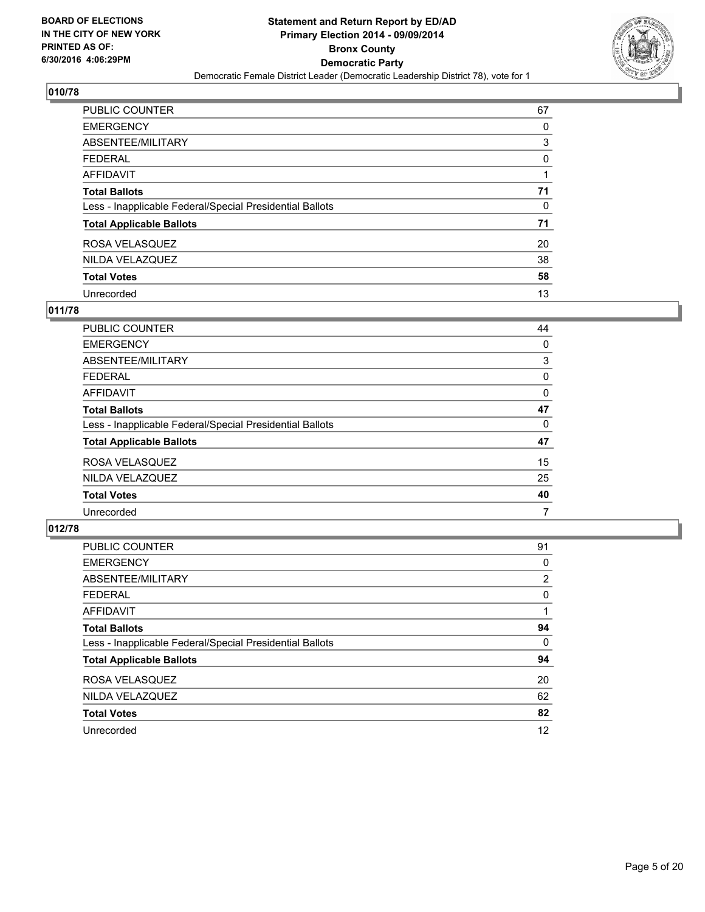## 010/78

| | |
|---|---|
| PUBLIC COUNTER | 67 |
| EMERGENCY | 0 |
| ABSENTEE/MILITARY | 3 |
| FEDERAL | 0 |
| AFFIDAVIT | 1 |
| **Total Ballots** | **71** |
| Less - Inapplicable Federal/Special Presidential Ballots | 0 |
| **Total Applicable Ballots** | **71** |
| ROSA VELASQUEZ | 20 |
| NILDA VELAZQUEZ | 38 |
| **Total Votes** | **58** |
| Unrecorded | 13 |

## 011/78

| | |
|---|---|
| PUBLIC COUNTER | 44 |
| EMERGENCY | 0 |
| ABSENTEE/MILITARY | 3 |
| FEDERAL | 0 |
| AFFIDAVIT | 0 |
| **Total Ballots** | **47** |
| Less - Inapplicable Federal/Special Presidential Ballots | 0 |
| **Total Applicable Ballots** | **47** |
| ROSA VELASQUEZ | 15 |
| NILDA VELAZQUEZ | 25 |
| **Total Votes** | **40** |
| Unrecorded | 7 |

## 012/78

| | |
|---|---|
| PUBLIC COUNTER | 91 |
| EMERGENCY | 0 |
| ABSENTEE/MILITARY | 2 |
| FEDERAL | 0 |
| AFFIDAVIT | 1 |
| **Total Ballots** | **94** |
| Less - Inapplicable Federal/Special Presidential Ballots | 0 |
| **Total Applicable Ballots** | **94** |
| ROSA VELASQUEZ | 20 |
| NILDA VELAZQUEZ | 62 |
| **Total Votes** | **82** |
| Unrecorded | 12 |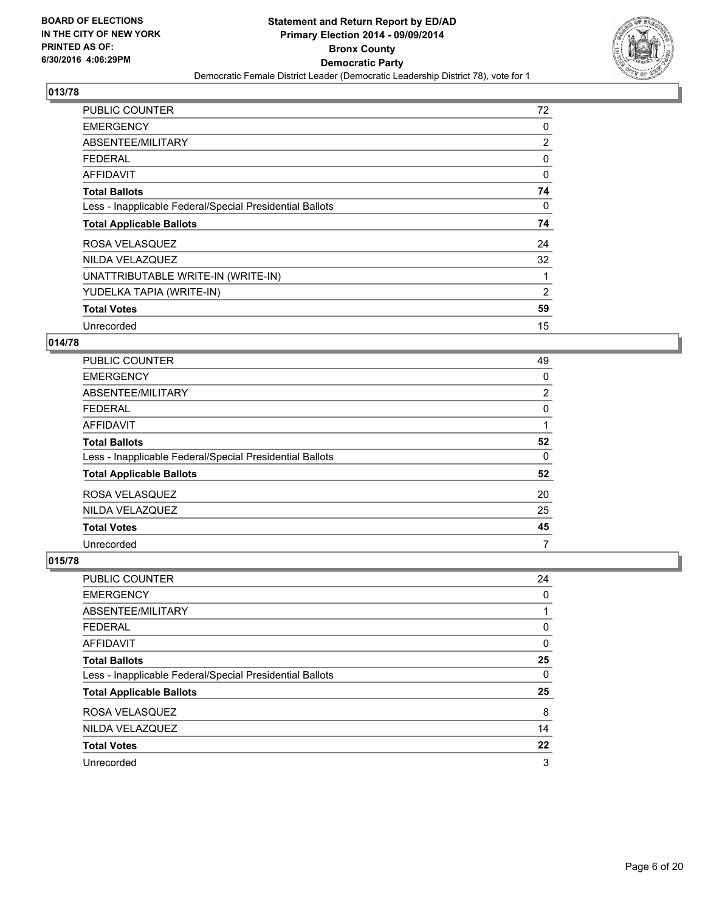**BOARD OF ELECTIONS**
**IN THE CITY OF NEW YORK**
**PRINTED AS OF:**
**6/30/2016 4:06:29PM**

**Statement and Return Report by ED/AD**
**Primary Election 2014 - 09/09/2014**
**Bronx County**
**Democratic Party**
Democratic Female District Leader (Democratic Leadership District 78), vote for 1

## 013/78

| | |
|---|---|
| PUBLIC COUNTER | 72 |
| EMERGENCY | 0 |
| ABSENTEE/MILITARY | 2 |
| FEDERAL | 0 |
| AFFIDAVIT | 0 |
| **Total Ballots** | **74** |
| Less - Inapplicable Federal/Special Presidential Ballots | 0 |
| **Total Applicable Ballots** | **74** |
| ROSA VELASQUEZ | 24 |
| NILDA VELAZQUEZ | 32 |
| UNATTRIBUTABLE WRITE-IN (WRITE-IN) | 1 |
| YUDELKA TAPIA (WRITE-IN) | 2 |
| **Total Votes** | **59** |
| Unrecorded | 15 |

## 014/78

| | |
|---|---|
| PUBLIC COUNTER | 49 |
| EMERGENCY | 0 |
| ABSENTEE/MILITARY | 2 |
| FEDERAL | 0 |
| AFFIDAVIT | 1 |
| **Total Ballots** | **52** |
| Less - Inapplicable Federal/Special Presidential Ballots | 0 |
| **Total Applicable Ballots** | **52** |
| ROSA VELASQUEZ | 20 |
| NILDA VELAZQUEZ | 25 |
| **Total Votes** | **45** |
| Unrecorded | 7 |

## 015/78

| | |
|---|---|
| PUBLIC COUNTER | 24 |
| EMERGENCY | 0 |
| ABSENTEE/MILITARY | 1 |
| FEDERAL | 0 |
| AFFIDAVIT | 0 |
| **Total Ballots** | **25** |
| Less - Inapplicable Federal/Special Presidential Ballots | 0 |
| **Total Applicable Ballots** | **25** |
| ROSA VELASQUEZ | 8 |
| NILDA VELAZQUEZ | 14 |
| **Total Votes** | **22** |
| Unrecorded | 3 |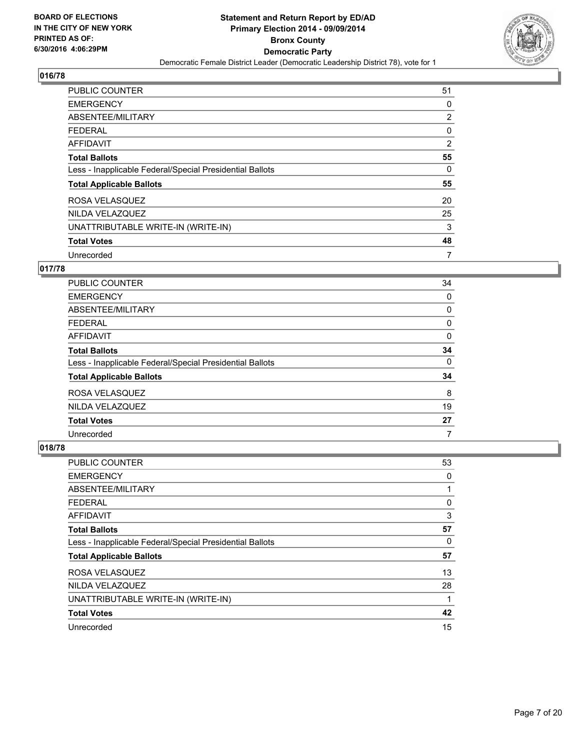**BOARD OF ELECTIONS IN THE CITY OF NEW YORK PRINTED AS OF: 6/30/2016 4:06:29PM**

**Statement and Return Report by ED/AD**
**Primary Election 2014 - 09/09/2014**
**Bronx County**
**Democratic Party**
Democratic Female District Leader (Democratic Leadership District 78), vote for 1

### 016/78

| | |
|---|---|
| PUBLIC COUNTER | 51 |
| EMERGENCY | 0 |
| ABSENTEE/MILITARY | 2 |
| FEDERAL | 0 |
| AFFIDAVIT | 2 |
| **Total Ballots** | **55** |
| Less - Inapplicable Federal/Special Presidential Ballots | 0 |
| **Total Applicable Ballots** | **55** |
| ROSA VELASQUEZ | 20 |
| NILDA VELAZQUEZ | 25 |
| UNATTRIBUTABLE WRITE-IN (WRITE-IN) | 3 |
| **Total Votes** | **48** |
| Unrecorded | 7 |

### 017/78

| | |
|---|---|
| PUBLIC COUNTER | 34 |
| EMERGENCY | 0 |
| ABSENTEE/MILITARY | 0 |
| FEDERAL | 0 |
| AFFIDAVIT | 0 |
| **Total Ballots** | **34** |
| Less - Inapplicable Federal/Special Presidential Ballots | 0 |
| **Total Applicable Ballots** | **34** |
| ROSA VELASQUEZ | 8 |
| NILDA VELAZQUEZ | 19 |
| **Total Votes** | **27** |
| Unrecorded | 7 |

### 018/78

| | |
|---|---|
| PUBLIC COUNTER | 53 |
| EMERGENCY | 0 |
| ABSENTEE/MILITARY | 1 |
| FEDERAL | 0 |
| AFFIDAVIT | 3 |
| **Total Ballots** | **57** |
| Less - Inapplicable Federal/Special Presidential Ballots | 0 |
| **Total Applicable Ballots** | **57** |
| ROSA VELASQUEZ | 13 |
| NILDA VELAZQUEZ | 28 |
| UNATTRIBUTABLE WRITE-IN (WRITE-IN) | 1 |
| **Total Votes** | **42** |
| Unrecorded | 15 |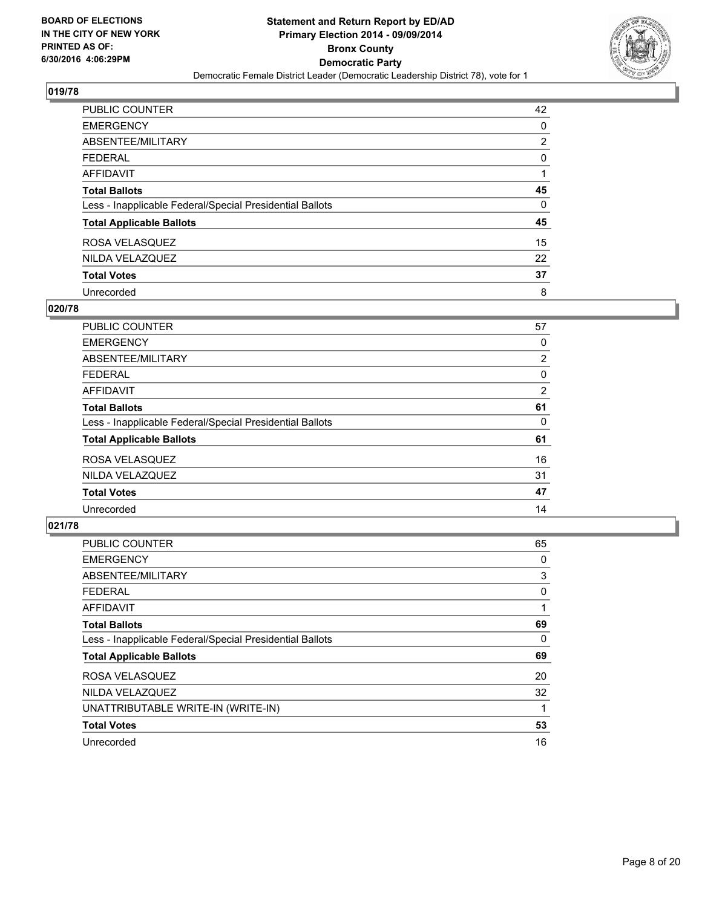BOARD OF ELECTIONS
IN THE CITY OF NEW YORK
PRINTED AS OF:
6/30/2016 4:06:29PM

**Statement and Return Report by ED/AD**
**Primary Election 2014 - 09/09/2014**
**Bronx County**
**Democratic Party**
Democratic Female District Leader (Democratic Leadership District 78), vote for 1

### 019/78

| | |
|---|---|
| PUBLIC COUNTER | 42 |
| EMERGENCY | 0 |
| ABSENTEE/MILITARY | 2 |
| FEDERAL | 0 |
| AFFIDAVIT | 1 |
| **Total Ballots** | **45** |
| Less - Inapplicable Federal/Special Presidential Ballots | 0 |
| **Total Applicable Ballots** | **45** |
| ROSA VELASQUEZ | 15 |
| NILDA VELAZQUEZ | 22 |
| **Total Votes** | **37** |
| Unrecorded | 8 |

### 020/78

| | |
|---|---|
| PUBLIC COUNTER | 57 |
| EMERGENCY | 0 |
| ABSENTEE/MILITARY | 2 |
| FEDERAL | 0 |
| AFFIDAVIT | 2 |
| **Total Ballots** | **61** |
| Less - Inapplicable Federal/Special Presidential Ballots | 0 |
| **Total Applicable Ballots** | **61** |
| ROSA VELASQUEZ | 16 |
| NILDA VELAZQUEZ | 31 |
| **Total Votes** | **47** |
| Unrecorded | 14 |

### 021/78

| | |
|---|---|
| PUBLIC COUNTER | 65 |
| EMERGENCY | 0 |
| ABSENTEE/MILITARY | 3 |
| FEDERAL | 0 |
| AFFIDAVIT | 1 |
| **Total Ballots** | **69** |
| Less - Inapplicable Federal/Special Presidential Ballots | 0 |
| **Total Applicable Ballots** | **69** |
| ROSA VELASQUEZ | 20 |
| NILDA VELAZQUEZ | 32 |
| UNATTRIBUTABLE WRITE-IN (WRITE-IN) | 1 |
| **Total Votes** | **53** |
| Unrecorded | 16 |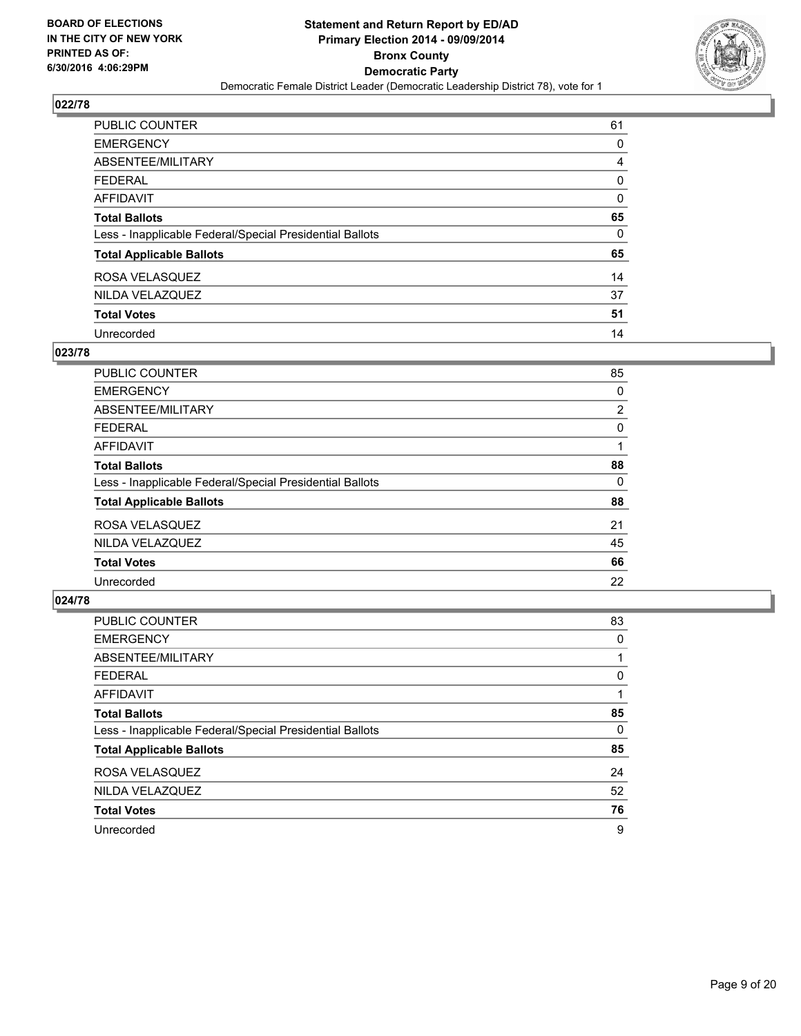**BOARD OF ELECTIONS IN THE CITY OF NEW YORK PRINTED AS OF: 6/30/2016 4:06:29PM**

**Statement and Return Report by ED/AD Primary Election 2014 - 09/09/2014 Bronx County Democratic Party**

Democratic Female District Leader (Democratic Leadership District 78), vote for 1

### 022/78

| | |
|---|---|
| PUBLIC COUNTER | 61 |
| EMERGENCY | 0 |
| ABSENTEE/MILITARY | 4 |
| FEDERAL | 0 |
| AFFIDAVIT | 0 |
| **Total Ballots** | **65** |
| Less - Inapplicable Federal/Special Presidential Ballots | 0 |
| **Total Applicable Ballots** | **65** |
| ROSA VELASQUEZ | 14 |
| NILDA VELAZQUEZ | 37 |
| **Total Votes** | **51** |
| Unrecorded | 14 |

### 023/78

| | |
|---|---|
| PUBLIC COUNTER | 85 |
| EMERGENCY | 0 |
| ABSENTEE/MILITARY | 2 |
| FEDERAL | 0 |
| AFFIDAVIT | 1 |
| **Total Ballots** | **88** |
| Less - Inapplicable Federal/Special Presidential Ballots | 0 |
| **Total Applicable Ballots** | **88** |
| ROSA VELASQUEZ | 21 |
| NILDA VELAZQUEZ | 45 |
| **Total Votes** | **66** |
| Unrecorded | 22 |

### 024/78

| | |
|---|---|
| PUBLIC COUNTER | 83 |
| EMERGENCY | 0 |
| ABSENTEE/MILITARY | 1 |
| FEDERAL | 0 |
| AFFIDAVIT | 1 |
| **Total Ballots** | **85** |
| Less - Inapplicable Federal/Special Presidential Ballots | 0 |
| **Total Applicable Ballots** | **85** |
| ROSA VELASQUEZ | 24 |
| NILDA VELAZQUEZ | 52 |
| **Total Votes** | **76** |
| Unrecorded | 9 |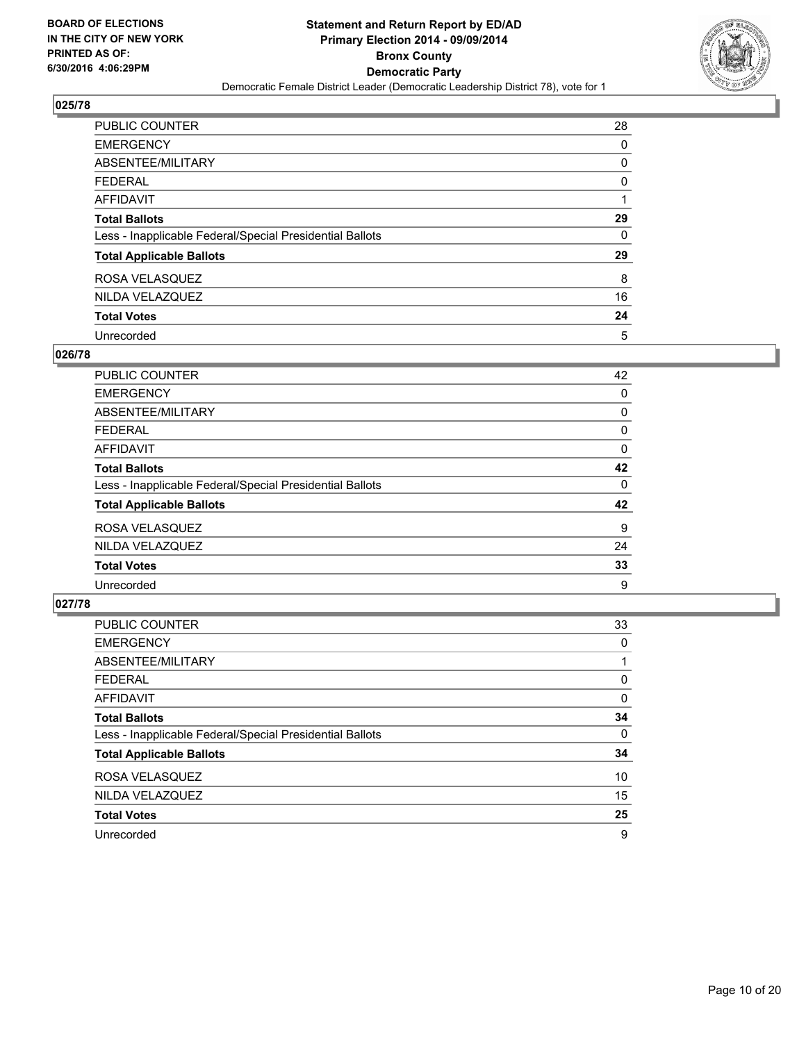**Statement and Return Report by ED/AD**
**Primary Election 2014 - 09/09/2014**
**Bronx County**
**Democratic Party**
Democratic Female District Leader (Democratic Leadership District 78), vote for 1

BOARD OF ELECTIONS
IN THE CITY OF NEW YORK
PRINTED AS OF:
6/30/2016 4:06:29PM

### 025/78

| | |
|---|---|
| PUBLIC COUNTER | 28 |
| EMERGENCY | 0 |
| ABSENTEE/MILITARY | 0 |
| FEDERAL | 0 |
| AFFIDAVIT | 1 |
| **Total Ballots** | **29** |
| Less - Inapplicable Federal/Special Presidential Ballots | 0 |
| **Total Applicable Ballots** | **29** |
| ROSA VELASQUEZ | 8 |
| NILDA VELAZQUEZ | 16 |
| **Total Votes** | **24** |
| Unrecorded | 5 |

### 026/78

| | |
|---|---|
| PUBLIC COUNTER | 42 |
| EMERGENCY | 0 |
| ABSENTEE/MILITARY | 0 |
| FEDERAL | 0 |
| AFFIDAVIT | 0 |
| **Total Ballots** | **42** |
| Less - Inapplicable Federal/Special Presidential Ballots | 0 |
| **Total Applicable Ballots** | **42** |
| ROSA VELASQUEZ | 9 |
| NILDA VELAZQUEZ | 24 |
| **Total Votes** | **33** |
| Unrecorded | 9 |

### 027/78

| | |
|---|---|
| PUBLIC COUNTER | 33 |
| EMERGENCY | 0 |
| ABSENTEE/MILITARY | 1 |
| FEDERAL | 0 |
| AFFIDAVIT | 0 |
| **Total Ballots** | **34** |
| Less - Inapplicable Federal/Special Presidential Ballots | 0 |
| **Total Applicable Ballots** | **34** |
| ROSA VELASQUEZ | 10 |
| NILDA VELAZQUEZ | 15 |
| **Total Votes** | **25** |
| Unrecorded | 9 |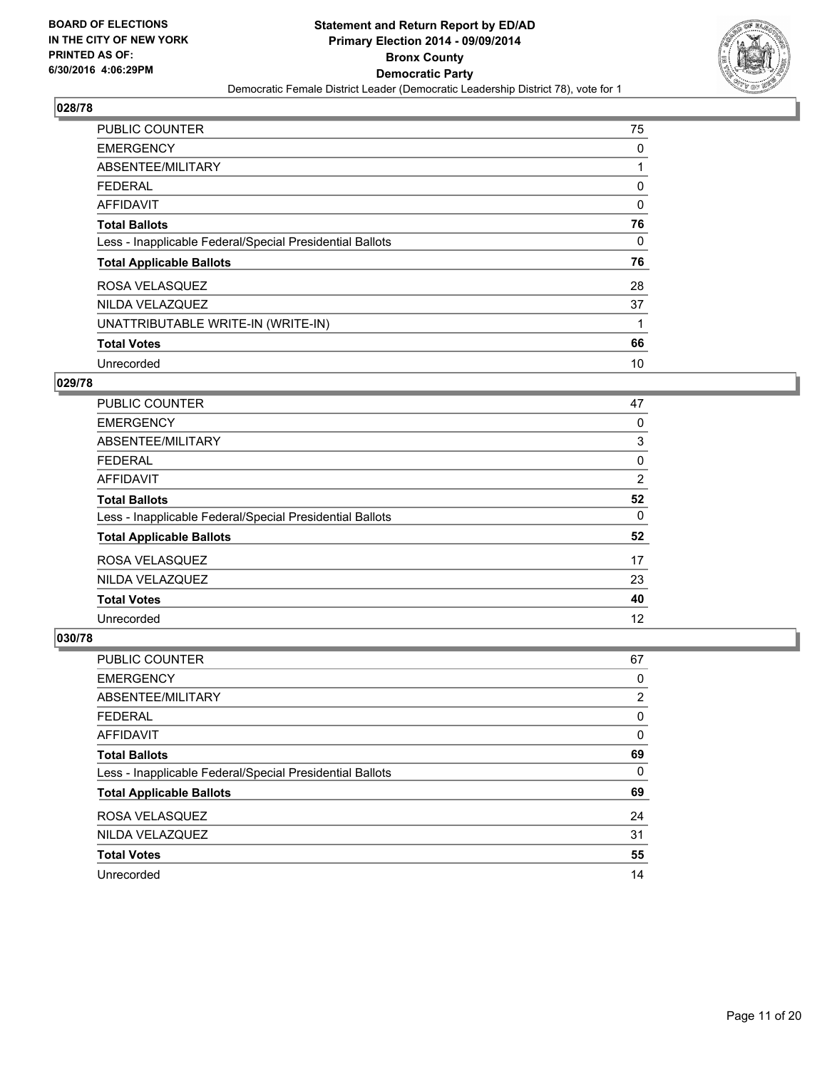**BOARD OF ELECTIONS IN THE CITY OF NEW YORK PRINTED AS OF: 6/30/2016 4:06:29PM**

**Statement and Return Report by ED/AD Primary Election 2014 - 09/09/2014 Bronx County Democratic Party**

Democratic Female District Leader (Democratic Leadership District 78), vote for 1

## 028/78

| | |
|---|---|
| PUBLIC COUNTER | 75 |
| EMERGENCY | 0 |
| ABSENTEE/MILITARY | 1 |
| FEDERAL | 0 |
| AFFIDAVIT | 0 |
| **Total Ballots** | **76** |
| Less - Inapplicable Federal/Special Presidential Ballots | 0 |
| **Total Applicable Ballots** | **76** |
| ROSA VELASQUEZ | 28 |
| NILDA VELAZQUEZ | 37 |
| UNATTRIBUTABLE WRITE-IN (WRITE-IN) | 1 |
| **Total Votes** | **66** |
| Unrecorded | 10 |

## 029/78

| | |
|---|---|
| PUBLIC COUNTER | 47 |
| EMERGENCY | 0 |
| ABSENTEE/MILITARY | 3 |
| FEDERAL | 0 |
| AFFIDAVIT | 2 |
| **Total Ballots** | **52** |
| Less - Inapplicable Federal/Special Presidential Ballots | 0 |
| **Total Applicable Ballots** | **52** |
| ROSA VELASQUEZ | 17 |
| NILDA VELAZQUEZ | 23 |
| **Total Votes** | **40** |
| Unrecorded | 12 |

## 030/78

| | |
|---|---|
| PUBLIC COUNTER | 67 |
| EMERGENCY | 0 |
| ABSENTEE/MILITARY | 2 |
| FEDERAL | 0 |
| AFFIDAVIT | 0 |
| **Total Ballots** | **69** |
| Less - Inapplicable Federal/Special Presidential Ballots | 0 |
| **Total Applicable Ballots** | **69** |
| ROSA VELASQUEZ | 24 |
| NILDA VELAZQUEZ | 31 |
| **Total Votes** | **55** |
| Unrecorded | 14 |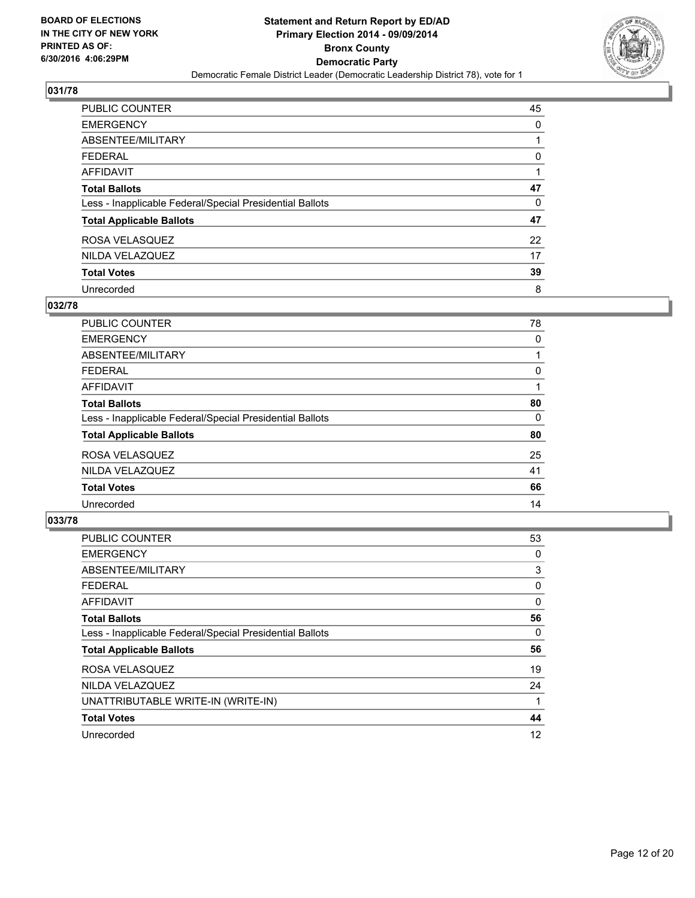**BOARD OF ELECTIONS IN THE CITY OF NEW YORK PRINTED AS OF: 6/30/2016 4:06:29PM**

**Statement and Return Report by ED/AD**
**Primary Election 2014 - 09/09/2014**
**Bronx County**
**Democratic Party**
Democratic Female District Leader (Democratic Leadership District 78), vote for 1

### 031/78

| | |
|---|---|
| PUBLIC COUNTER | 45 |
| EMERGENCY | 0 |
| ABSENTEE/MILITARY | 1 |
| FEDERAL | 0 |
| AFFIDAVIT | 1 |
| **Total Ballots** | **47** |
| Less - Inapplicable Federal/Special Presidential Ballots | 0 |
| **Total Applicable Ballots** | **47** |
| ROSA VELASQUEZ | 22 |
| NILDA VELAZQUEZ | 17 |
| **Total Votes** | **39** |
| Unrecorded | 8 |

### 032/78

| | |
|---|---|
| PUBLIC COUNTER | 78 |
| EMERGENCY | 0 |
| ABSENTEE/MILITARY | 1 |
| FEDERAL | 0 |
| AFFIDAVIT | 1 |
| **Total Ballots** | **80** |
| Less - Inapplicable Federal/Special Presidential Ballots | 0 |
| **Total Applicable Ballots** | **80** |
| ROSA VELASQUEZ | 25 |
| NILDA VELAZQUEZ | 41 |
| **Total Votes** | **66** |
| Unrecorded | 14 |

### 033/78

| | |
|---|---|
| PUBLIC COUNTER | 53 |
| EMERGENCY | 0 |
| ABSENTEE/MILITARY | 3 |
| FEDERAL | 0 |
| AFFIDAVIT | 0 |
| **Total Ballots** | **56** |
| Less - Inapplicable Federal/Special Presidential Ballots | 0 |
| **Total Applicable Ballots** | **56** |
| ROSA VELASQUEZ | 19 |
| NILDA VELAZQUEZ | 24 |
| UNATTRIBUTABLE WRITE-IN (WRITE-IN) | 1 |
| **Total Votes** | **44** |
| Unrecorded | 12 |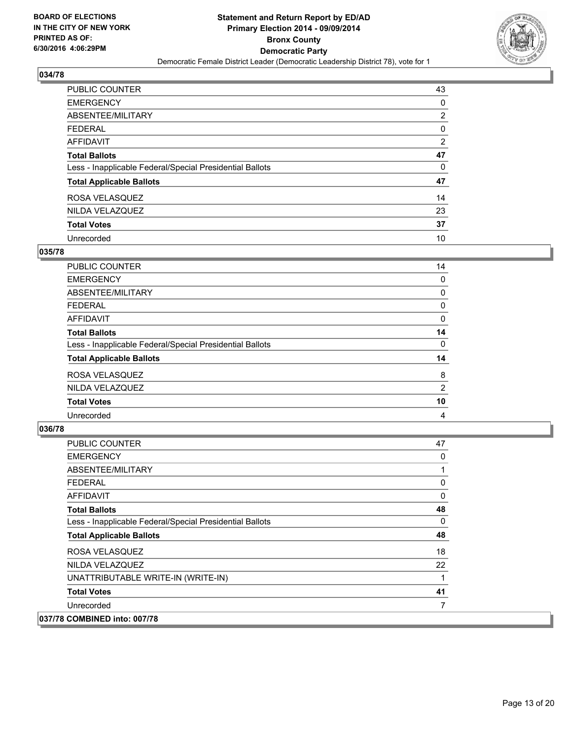BOARD OF ELECTIONS
IN THE CITY OF NEW YORK
PRINTED AS OF:
6/30/2016 4:06:29PM

**Statement and Return Report by ED/AD**
**Primary Election 2014 - 09/09/2014**
**Bronx County**
**Democratic Party**
Democratic Female District Leader (Democratic Leadership District 78), vote for 1

### 034/78

| | |
|---|---|
| PUBLIC COUNTER | 43 |
| EMERGENCY | 0 |
| ABSENTEE/MILITARY | 2 |
| FEDERAL | 0 |
| AFFIDAVIT | 2 |
| **Total Ballots** | **47** |
| Less - Inapplicable Federal/Special Presidential Ballots | 0 |
| **Total Applicable Ballots** | **47** |
| ROSA VELASQUEZ | 14 |
| NILDA VELAZQUEZ | 23 |
| **Total Votes** | **37** |
| Unrecorded | 10 |

### 035/78

| | |
|---|---|
| PUBLIC COUNTER | 14 |
| EMERGENCY | 0 |
| ABSENTEE/MILITARY | 0 |
| FEDERAL | 0 |
| AFFIDAVIT | 0 |
| **Total Ballots** | **14** |
| Less - Inapplicable Federal/Special Presidential Ballots | 0 |
| **Total Applicable Ballots** | **14** |
| ROSA VELASQUEZ | 8 |
| NILDA VELAZQUEZ | 2 |
| **Total Votes** | **10** |
| Unrecorded | 4 |

### 036/78

| | |
|---|---|
| PUBLIC COUNTER | 47 |
| EMERGENCY | 0 |
| ABSENTEE/MILITARY | 1 |
| FEDERAL | 0 |
| AFFIDAVIT | 0 |
| **Total Ballots** | **48** |
| Less - Inapplicable Federal/Special Presidential Ballots | 0 |
| **Total Applicable Ballots** | **48** |
| ROSA VELASQUEZ | 18 |
| NILDA VELAZQUEZ | 22 |
| UNATTRIBUTABLE WRITE-IN (WRITE-IN) | 1 |
| **Total Votes** | **41** |
| Unrecorded | 7 |

### 037/78 COMBINED into: 007/78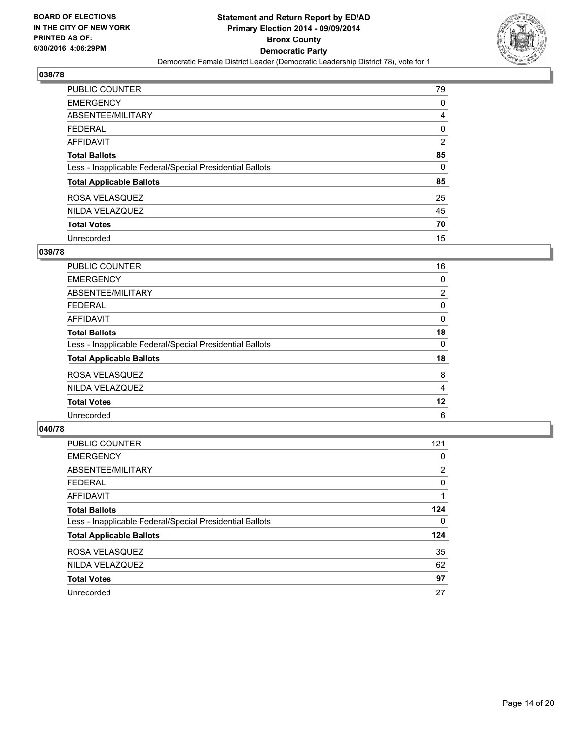**BOARD OF ELECTIONS IN THE CITY OF NEW YORK PRINTED AS OF: 6/30/2016 4:06:29PM**

**Statement and Return Report by ED/AD Primary Election 2014 - 09/09/2014 Bronx County Democratic Party**

Democratic Female District Leader (Democratic Leadership District 78), vote for 1

## 038/78

| | |
|---|---|
| PUBLIC COUNTER | 79 |
| EMERGENCY | 0 |
| ABSENTEE/MILITARY | 4 |
| FEDERAL | 0 |
| AFFIDAVIT | 2 |
| **Total Ballots** | **85** |
| Less - Inapplicable Federal/Special Presidential Ballots | 0 |
| **Total Applicable Ballots** | **85** |
| ROSA VELASQUEZ | 25 |
| NILDA VELAZQUEZ | 45 |
| **Total Votes** | **70** |
| Unrecorded | 15 |

## 039/78

| | |
|---|---|
| PUBLIC COUNTER | 16 |
| EMERGENCY | 0 |
| ABSENTEE/MILITARY | 2 |
| FEDERAL | 0 |
| AFFIDAVIT | 0 |
| **Total Ballots** | **18** |
| Less - Inapplicable Federal/Special Presidential Ballots | 0 |
| **Total Applicable Ballots** | **18** |
| ROSA VELASQUEZ | 8 |
| NILDA VELAZQUEZ | 4 |
| **Total Votes** | **12** |
| Unrecorded | 6 |

## 040/78

| | |
|---|---|
| PUBLIC COUNTER | 121 |
| EMERGENCY | 0 |
| ABSENTEE/MILITARY | 2 |
| FEDERAL | 0 |
| AFFIDAVIT | 1 |
| **Total Ballots** | **124** |
| Less - Inapplicable Federal/Special Presidential Ballots | 0 |
| **Total Applicable Ballots** | **124** |
| ROSA VELASQUEZ | 35 |
| NILDA VELAZQUEZ | 62 |
| **Total Votes** | **97** |
| Unrecorded | 27 |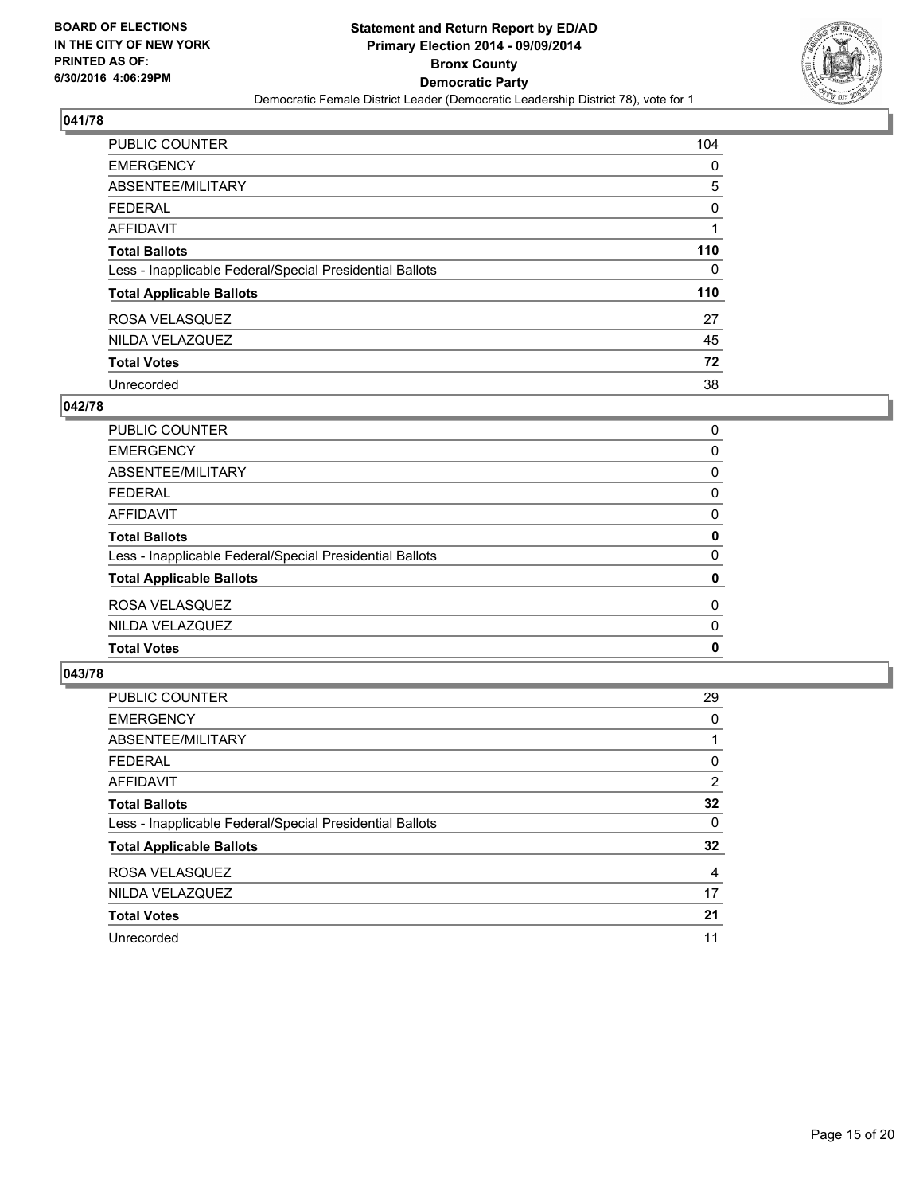**BOARD OF ELECTIONS IN THE CITY OF NEW YORK PRINTED AS OF: 6/30/2016 4:06:29PM**

**Statement and Return Report by ED/AD**
**Primary Election 2014 - 09/09/2014**
**Bronx County**
**Democratic Party**
Democratic Female District Leader (Democratic Leadership District 78), vote for 1

## 041/78

| | |
|---|---|
| PUBLIC COUNTER | 104 |
| EMERGENCY | 0 |
| ABSENTEE/MILITARY | 5 |
| FEDERAL | 0 |
| AFFIDAVIT | 1 |
| **Total Ballots** | **110** |
| Less - Inapplicable Federal/Special Presidential Ballots | 0 |
| **Total Applicable Ballots** | **110** |
| ROSA VELASQUEZ | 27 |
| NILDA VELAZQUEZ | 45 |
| **Total Votes** | **72** |
| Unrecorded | 38 |

## 042/78

| | |
|---|---|
| PUBLIC COUNTER | 0 |
| EMERGENCY | 0 |
| ABSENTEE/MILITARY | 0 |
| FEDERAL | 0 |
| AFFIDAVIT | 0 |
| **Total Ballots** | **0** |
| Less - Inapplicable Federal/Special Presidential Ballots | 0 |
| **Total Applicable Ballots** | **0** |
| ROSA VELASQUEZ | 0 |
| NILDA VELAZQUEZ | 0 |
| **Total Votes** | **0** |

## 043/78

| | |
|---|---|
| PUBLIC COUNTER | 29 |
| EMERGENCY | 0 |
| ABSENTEE/MILITARY | 1 |
| FEDERAL | 0 |
| AFFIDAVIT | 2 |
| **Total Ballots** | **32** |
| Less - Inapplicable Federal/Special Presidential Ballots | 0 |
| **Total Applicable Ballots** | **32** |
| ROSA VELASQUEZ | 4 |
| NILDA VELAZQUEZ | 17 |
| **Total Votes** | **21** |
| Unrecorded | 11 |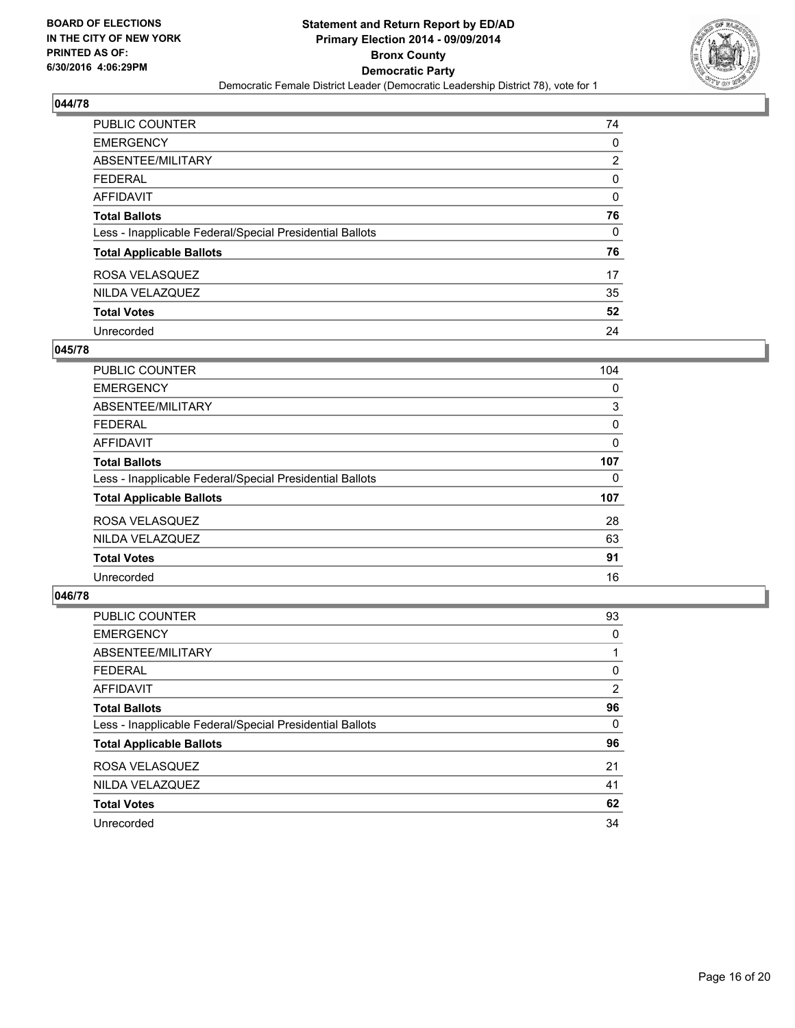**BOARD OF ELECTIONS IN THE CITY OF NEW YORK PRINTED AS OF: 6/30/2016 4:06:29PM**

**Statement and Return Report by ED/AD Primary Election 2014 - 09/09/2014 Bronx County Democratic Party**

Democratic Female District Leader (Democratic Leadership District 78), vote for 1

## 044/78

| | |
|---|---|
| PUBLIC COUNTER | 74 |
| EMERGENCY | 0 |
| ABSENTEE/MILITARY | 2 |
| FEDERAL | 0 |
| AFFIDAVIT | 0 |
| **Total Ballots** | **76** |
| Less - Inapplicable Federal/Special Presidential Ballots | 0 |
| **Total Applicable Ballots** | **76** |
| ROSA VELASQUEZ | 17 |
| NILDA VELAZQUEZ | 35 |
| **Total Votes** | **52** |
| Unrecorded | 24 |

## 045/78

| | |
|---|---|
| PUBLIC COUNTER | 104 |
| EMERGENCY | 0 |
| ABSENTEE/MILITARY | 3 |
| FEDERAL | 0 |
| AFFIDAVIT | 0 |
| **Total Ballots** | **107** |
| Less - Inapplicable Federal/Special Presidential Ballots | 0 |
| **Total Applicable Ballots** | **107** |
| ROSA VELASQUEZ | 28 |
| NILDA VELAZQUEZ | 63 |
| **Total Votes** | **91** |
| Unrecorded | 16 |

## 046/78

| | |
|---|---|
| PUBLIC COUNTER | 93 |
| EMERGENCY | 0 |
| ABSENTEE/MILITARY | 1 |
| FEDERAL | 0 |
| AFFIDAVIT | 2 |
| **Total Ballots** | **96** |
| Less - Inapplicable Federal/Special Presidential Ballots | 0 |
| **Total Applicable Ballots** | **96** |
| ROSA VELASQUEZ | 21 |
| NILDA VELAZQUEZ | 41 |
| **Total Votes** | **62** |
| Unrecorded | 34 |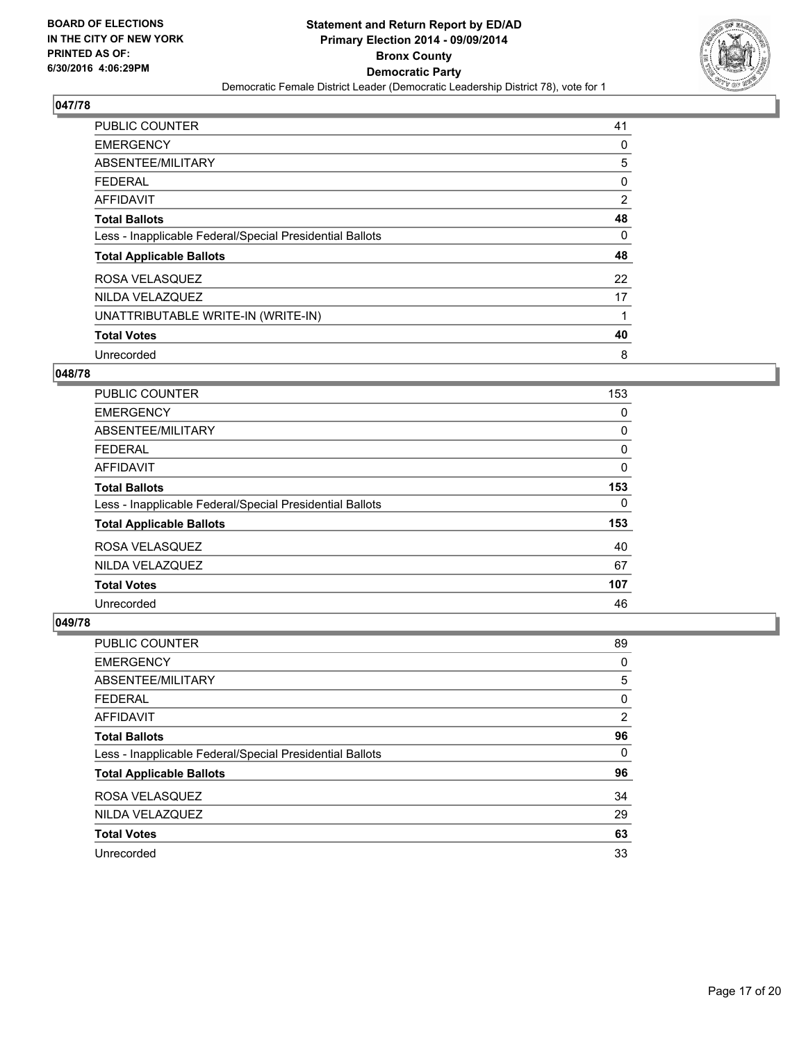BOARD OF ELECTIONS
IN THE CITY OF NEW YORK
PRINTED AS OF:
6/30/2016 4:06:29PM

**Statement and Return Report by ED/AD**
**Primary Election 2014 - 09/09/2014**
**Bronx County**
**Democratic Party**
Democratic Female District Leader (Democratic Leadership District 78), vote for 1

## 047/78

| | |
|---|---|
| PUBLIC COUNTER | 41 |
| EMERGENCY | 0 |
| ABSENTEE/MILITARY | 5 |
| FEDERAL | 0 |
| AFFIDAVIT | 2 |
| **Total Ballots** | **48** |
| Less - Inapplicable Federal/Special Presidential Ballots | 0 |
| **Total Applicable Ballots** | **48** |
| ROSA VELASQUEZ | 22 |
| NILDA VELAZQUEZ | 17 |
| UNATTRIBUTABLE WRITE-IN (WRITE-IN) | 1 |
| **Total Votes** | **40** |
| Unrecorded | 8 |

## 048/78

| | |
|---|---|
| PUBLIC COUNTER | 153 |
| EMERGENCY | 0 |
| ABSENTEE/MILITARY | 0 |
| FEDERAL | 0 |
| AFFIDAVIT | 0 |
| **Total Ballots** | **153** |
| Less - Inapplicable Federal/Special Presidential Ballots | 0 |
| **Total Applicable Ballots** | **153** |
| ROSA VELASQUEZ | 40 |
| NILDA VELAZQUEZ | 67 |
| **Total Votes** | **107** |
| Unrecorded | 46 |

## 049/78

| | |
|---|---|
| PUBLIC COUNTER | 89 |
| EMERGENCY | 0 |
| ABSENTEE/MILITARY | 5 |
| FEDERAL | 0 |
| AFFIDAVIT | 2 |
| **Total Ballots** | **96** |
| Less - Inapplicable Federal/Special Presidential Ballots | 0 |
| **Total Applicable Ballots** | **96** |
| ROSA VELASQUEZ | 34 |
| NILDA VELAZQUEZ | 29 |
| **Total Votes** | **63** |
| Unrecorded | 33 |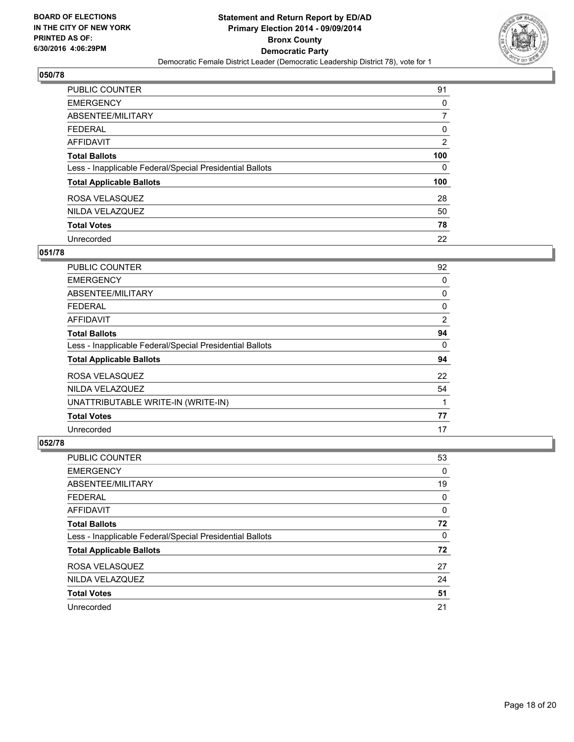**BOARD OF ELECTIONS IN THE CITY OF NEW YORK PRINTED AS OF: 6/30/2016 4:06:29PM**

**Statement and Return Report by ED/AD Primary Election 2014 - 09/09/2014 Bronx County Democratic Party**

Democratic Female District Leader (Democratic Leadership District 78), vote for 1

### 050/78

| | |
|---|---|
| PUBLIC COUNTER | 91 |
| EMERGENCY | 0 |
| ABSENTEE/MILITARY | 7 |
| FEDERAL | 0 |
| AFFIDAVIT | 2 |
| **Total Ballots** | **100** |
| Less - Inapplicable Federal/Special Presidential Ballots | 0 |
| **Total Applicable Ballots** | **100** |
| ROSA VELASQUEZ | 28 |
| NILDA VELAZQUEZ | 50 |
| **Total Votes** | **78** |
| Unrecorded | 22 |

### 051/78

| | |
|---|---|
| PUBLIC COUNTER | 92 |
| EMERGENCY | 0 |
| ABSENTEE/MILITARY | 0 |
| FEDERAL | 0 |
| AFFIDAVIT | 2 |
| **Total Ballots** | **94** |
| Less - Inapplicable Federal/Special Presidential Ballots | 0 |
| **Total Applicable Ballots** | **94** |
| ROSA VELASQUEZ | 22 |
| NILDA VELAZQUEZ | 54 |
| UNATTRIBUTABLE WRITE-IN (WRITE-IN) | 1 |
| **Total Votes** | **77** |
| Unrecorded | 17 |

### 052/78

| | |
|---|---|
| PUBLIC COUNTER | 53 |
| EMERGENCY | 0 |
| ABSENTEE/MILITARY | 19 |
| FEDERAL | 0 |
| AFFIDAVIT | 0 |
| **Total Ballots** | **72** |
| Less - Inapplicable Federal/Special Presidential Ballots | 0 |
| **Total Applicable Ballots** | **72** |
| ROSA VELASQUEZ | 27 |
| NILDA VELAZQUEZ | 24 |
| **Total Votes** | **51** |
| Unrecorded | 21 |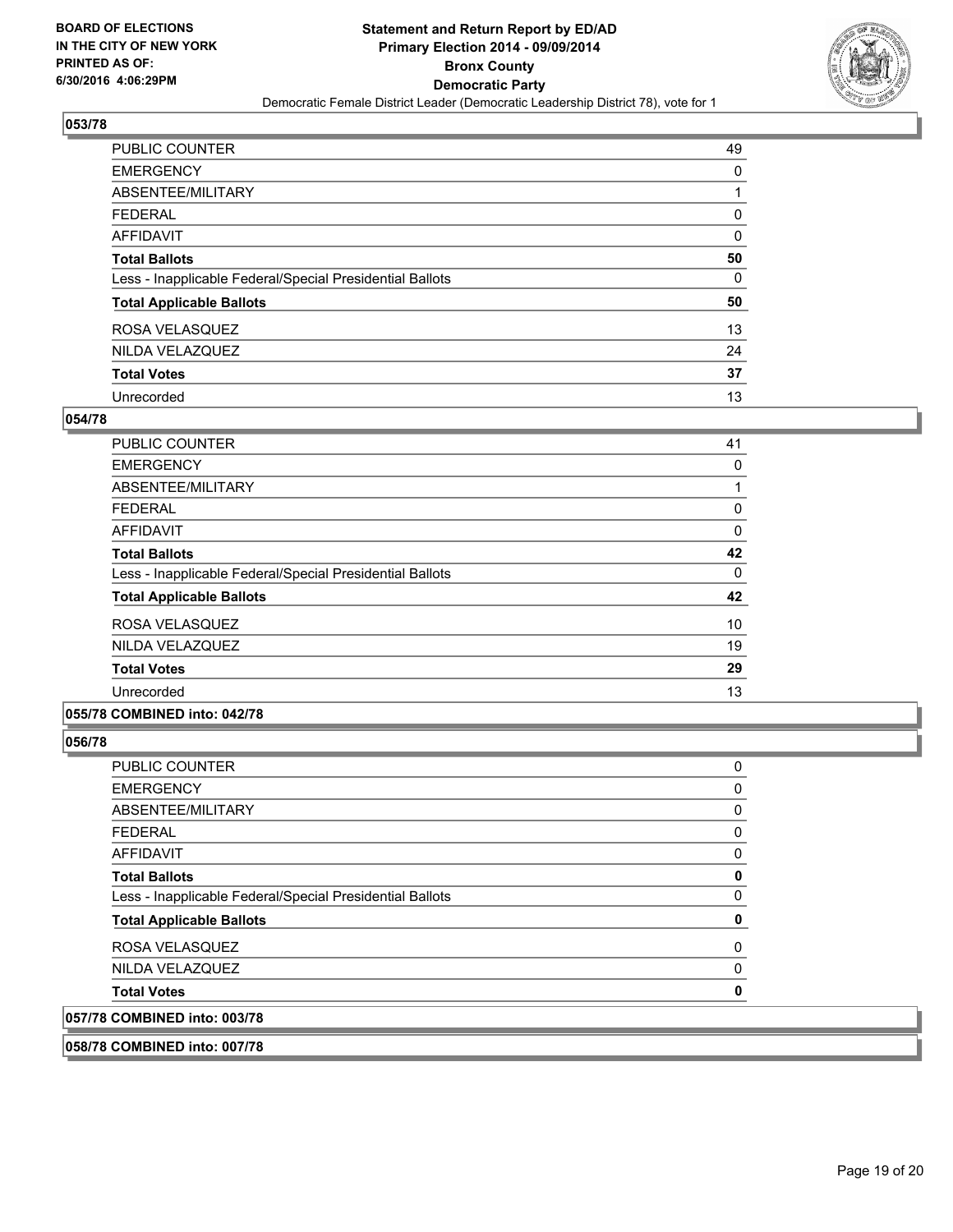**BOARD OF ELECTIONS IN THE CITY OF NEW YORK PRINTED AS OF: 6/30/2016 4:06:29PM**

**Statement and Return Report by ED/AD Primary Election 2014 - 09/09/2014 Bronx County Democratic Party**

Democratic Female District Leader (Democratic Leadership District 78), vote for 1

### 053/78

| | |
|---|---|
| PUBLIC COUNTER | 49 |
| EMERGENCY | 0 |
| ABSENTEE/MILITARY | 1 |
| FEDERAL | 0 |
| AFFIDAVIT | 0 |
| **Total Ballots** | **50** |
| Less - Inapplicable Federal/Special Presidential Ballots | 0 |
| **Total Applicable Ballots** | **50** |
| ROSA VELASQUEZ | 13 |
| NILDA VELAZQUEZ | 24 |
| **Total Votes** | **37** |
| Unrecorded | 13 |

### 054/78

| | |
|---|---|
| PUBLIC COUNTER | 41 |
| EMERGENCY | 0 |
| ABSENTEE/MILITARY | 1 |
| FEDERAL | 0 |
| AFFIDAVIT | 0 |
| **Total Ballots** | **42** |
| Less - Inapplicable Federal/Special Presidential Ballots | 0 |
| **Total Applicable Ballots** | **42** |
| ROSA VELASQUEZ | 10 |
| NILDA VELAZQUEZ | 19 |
| **Total Votes** | **29** |
| Unrecorded | 13 |

### 055/78 COMBINED into: 042/78

### 056/78

| | |
|---|---|
| PUBLIC COUNTER | 0 |
| EMERGENCY | 0 |
| ABSENTEE/MILITARY | 0 |
| FEDERAL | 0 |
| AFFIDAVIT | 0 |
| **Total Ballots** | **0** |
| Less - Inapplicable Federal/Special Presidential Ballots | 0 |
| **Total Applicable Ballots** | **0** |
| ROSA VELASQUEZ | 0 |
| NILDA VELAZQUEZ | 0 |
| **Total Votes** | **0** |

### 057/78 COMBINED into: 003/78

### 058/78 COMBINED into: 007/78